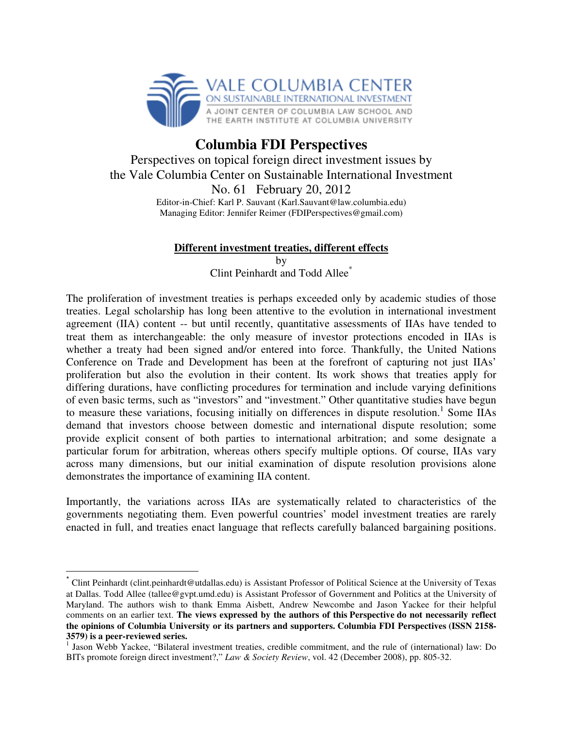VALE COLUMBIA CENTER
ON SUSTAINABLE INTERNATIONAL INVESTMENT
A JOINT CENTER OF COLUMBIA LAW SCHOOL AND THE EARTH INSTITUTE AT COLUMBIA UNIVERSITY

# Columbia FDI Perspectives

Perspectives on topical foreign direct investment issues by the Vale Columbia Center on Sustainable International Investment

No. 61 February 20, 2012

Editor-in-Chief: Karl P. Sauvant (Karl.Sauvant@law.columbia.edu)
Managing Editor: Jennifer Reimer (FDIPerspectives@gmail.com)

## Different investment treaties, different effects

by

Clint Peinhardt and Todd Allee*

The proliferation of investment treaties is perhaps exceeded only by academic studies of those treaties. Legal scholarship has long been attentive to the evolution in international investment agreement (IIA) content -- but until recently, quantitative assessments of IIAs have tended to treat them as interchangeable: the only measure of investor protections encoded in IIAs is whether a treaty had been signed and/or entered into force. Thankfully, the United Nations Conference on Trade and Development has been at the forefront of capturing not just IIAs' proliferation but also the evolution in their content. Its work shows that treaties apply for differing durations, have conflicting procedures for termination and include varying definitions of even basic terms, such as "investors" and "investment." Other quantitative studies have begun to measure these variations, focusing initially on differences in dispute resolution.[1] Some IIAs demand that investors choose between domestic and international dispute resolution; some provide explicit consent of both parties to international arbitration; and some designate a particular forum for arbitration, whereas others specify multiple options. Of course, IIAs vary across many dimensions, but our initial examination of dispute resolution provisions alone demonstrates the importance of examining IIA content.

Importantly, the variations across IIAs are systematically related to characteristics of the governments negotiating them. Even powerful countries' model investment treaties are rarely enacted in full, and treaties enact language that reflects carefully balanced bargaining positions.

---

* Clint Peinhardt (clint.peinhardt@utdallas.edu) is Assistant Professor of Political Science at the University of Texas at Dallas. Todd Allee (tallee@gvpt.umd.edu) is Assistant Professor of Government and Politics at the University of Maryland. The authors wish to thank Emma Aisbett, Andrew Newcombe and Jason Yackee for their helpful comments on an earlier text. **The views expressed by the authors of this Perspective do not necessarily reflect the opinions of Columbia University or its partners and supporters. Columbia FDI Perspectives (ISSN 2158-3579) is a peer-reviewed series.**

[1] Jason Webb Yackee, "Bilateral investment treaties, credible commitment, and the rule of (international) law: Do BITs promote foreign direct investment?," *Law & Society Review*, vol. 42 (December 2008), pp. 805-32.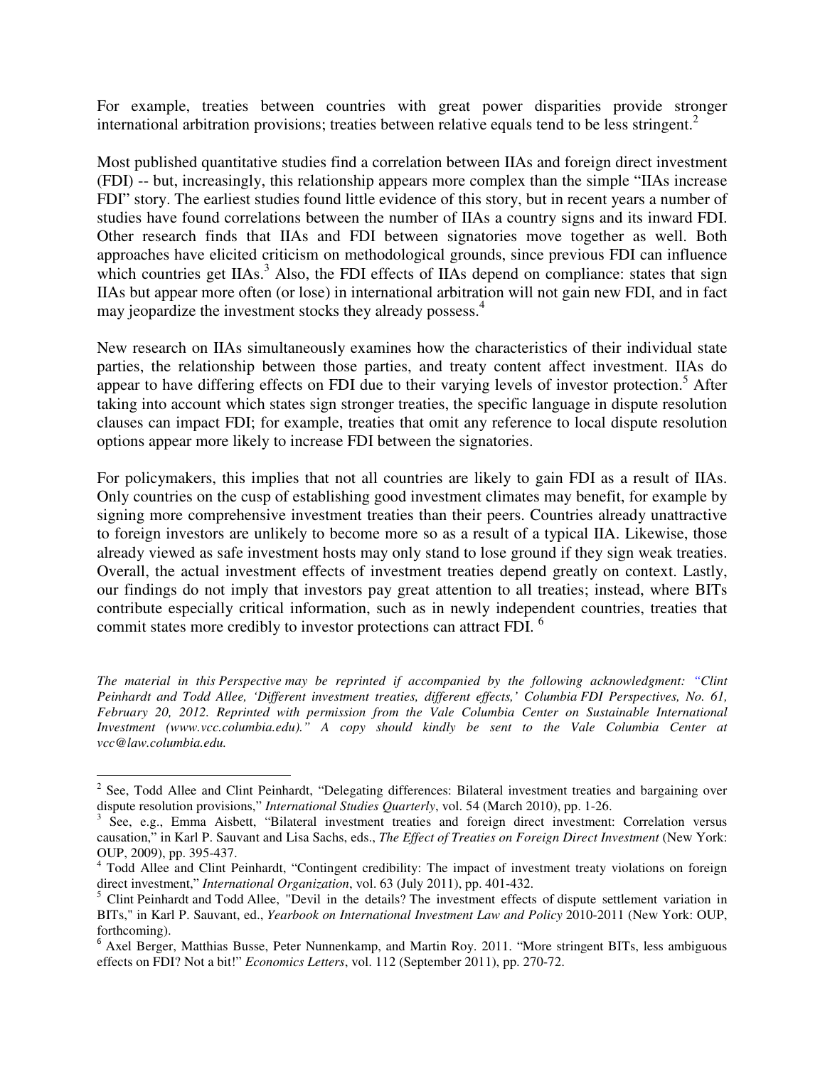For example, treaties between countries with great power disparities provide stronger international arbitration provisions; treaties between relative equals tend to be less stringent.[2]

Most published quantitative studies find a correlation between IIAs and foreign direct investment (FDI) -- but, increasingly, this relationship appears more complex than the simple "IIAs increase FDI" story. The earliest studies found little evidence of this story, but in recent years a number of studies have found correlations between the number of IIAs a country signs and its inward FDI. Other research finds that IIAs and FDI between signatories move together as well. Both approaches have elicited criticism on methodological grounds, since previous FDI can influence which countries get IIAs.[3] Also, the FDI effects of IIAs depend on compliance: states that sign IIAs but appear more often (or lose) in international arbitration will not gain new FDI, and in fact may jeopardize the investment stocks they already possess.[4]

New research on IIAs simultaneously examines how the characteristics of their individual state parties, the relationship between those parties, and treaty content affect investment. IIAs do appear to have differing effects on FDI due to their varying levels of investor protection.[5] After taking into account which states sign stronger treaties, the specific language in dispute resolution clauses can impact FDI; for example, treaties that omit any reference to local dispute resolution options appear more likely to increase FDI between the signatories.

For policymakers, this implies that not all countries are likely to gain FDI as a result of IIAs. Only countries on the cusp of establishing good investment climates may benefit, for example by signing more comprehensive investment treaties than their peers. Countries already unattractive to foreign investors are unlikely to become more so as a result of a typical IIA. Likewise, those already viewed as safe investment hosts may only stand to lose ground if they sign weak treaties. Overall, the actual investment effects of investment treaties depend greatly on context. Lastly, our findings do not imply that investors pay great attention to all treaties; instead, where BITs contribute especially critical information, such as in newly independent countries, treaties that commit states more credibly to investor protections can attract FDI.[6]

*The material in this Perspective may be reprinted if accompanied by the following acknowledgment: "Clint Peinhardt and Todd Allee, 'Different investment treaties, different effects,' Columbia FDI Perspectives, No. 61, February 20, 2012. Reprinted with permission from the Vale Columbia Center on Sustainable International Investment (www.vcc.columbia.edu)." A copy should kindly be sent to the Vale Columbia Center at vcc@law.columbia.edu.*

---

[2] See, Todd Allee and Clint Peinhardt, "Delegating differences: Bilateral investment treaties and bargaining over dispute resolution provisions," *International Studies Quarterly*, vol. 54 (March 2010), pp. 1-26.

[3] See, e.g., Emma Aisbett, "Bilateral investment treaties and foreign direct investment: Correlation versus causation," in Karl P. Sauvant and Lisa Sachs, eds., *The Effect of Treaties on Foreign Direct Investment* (New York: OUP, 2009), pp. 395-437.

[4] Todd Allee and Clint Peinhardt, "Contingent credibility: The impact of investment treaty violations on foreign direct investment," *International Organization*, vol. 63 (July 2011), pp. 401-432.

[5] Clint Peinhardt and Todd Allee, "Devil in the details? The investment effects of dispute settlement variation in BITs," in Karl P. Sauvant, ed., *Yearbook on International Investment Law and Policy* 2010-2011 (New York: OUP, forthcoming).

[6] Axel Berger, Matthias Busse, Peter Nunnenkamp, and Martin Roy. 2011. "More stringent BITs, less ambiguous effects on FDI? Not a bit!" *Economics Letters*, vol. 112 (September 2011), pp. 270-72.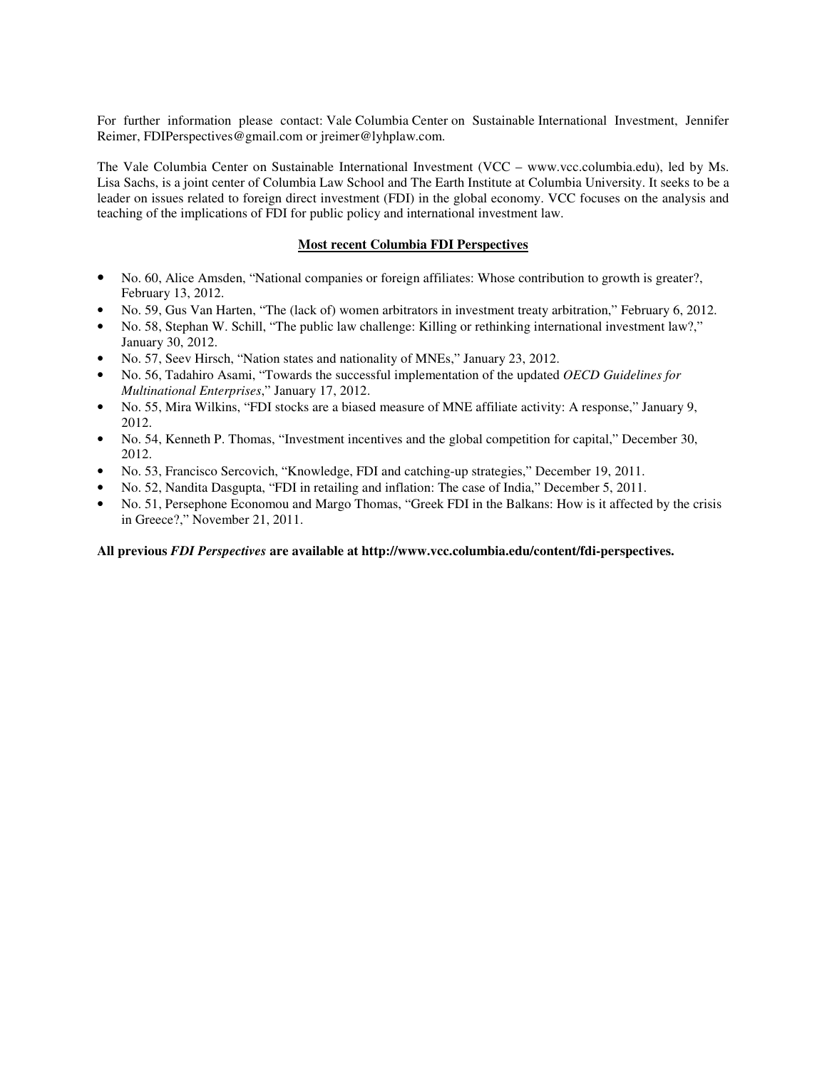For further information please contact: Vale Columbia Center on Sustainable International Investment, Jennifer Reimer, FDIPerspectives@gmail.com or jreimer@lyhplaw.com.

The Vale Columbia Center on Sustainable International Investment (VCC – www.vcc.columbia.edu), led by Ms. Lisa Sachs, is a joint center of Columbia Law School and The Earth Institute at Columbia University. It seeks to be a leader on issues related to foreign direct investment (FDI) in the global economy. VCC focuses on the analysis and teaching of the implications of FDI for public policy and international investment law.

**Most recent Columbia FDI Perspectives**

- No. 60, Alice Amsden, "National companies or foreign affiliates: Whose contribution to growth is greater?, February 13, 2012.
- No. 59, Gus Van Harten, "The (lack of) women arbitrators in investment treaty arbitration," February 6, 2012.
- No. 58, Stephan W. Schill, "The public law challenge: Killing or rethinking international investment law?," January 30, 2012.
- No. 57, Seev Hirsch, "Nation states and nationality of MNEs," January 23, 2012.
- No. 56, Tadahiro Asami, "Towards the successful implementation of the updated *OECD Guidelines for Multinational Enterprises*," January 17, 2012.
- No. 55, Mira Wilkins, "FDI stocks are a biased measure of MNE affiliate activity: A response," January 9, 2012.
- No. 54, Kenneth P. Thomas, "Investment incentives and the global competition for capital," December 30, 2012.
- No. 53, Francisco Sercovich, "Knowledge, FDI and catching-up strategies," December 19, 2011.
- No. 52, Nandita Dasgupta, "FDI in retailing and inflation: The case of India," December 5, 2011.
- No. 51, Persephone Economou and Margo Thomas, "Greek FDI in the Balkans: How is it affected by the crisis in Greece?," November 21, 2011.

**All previous *FDI Perspectives* are available at http://www.vcc.columbia.edu/content/fdi-perspectives.**